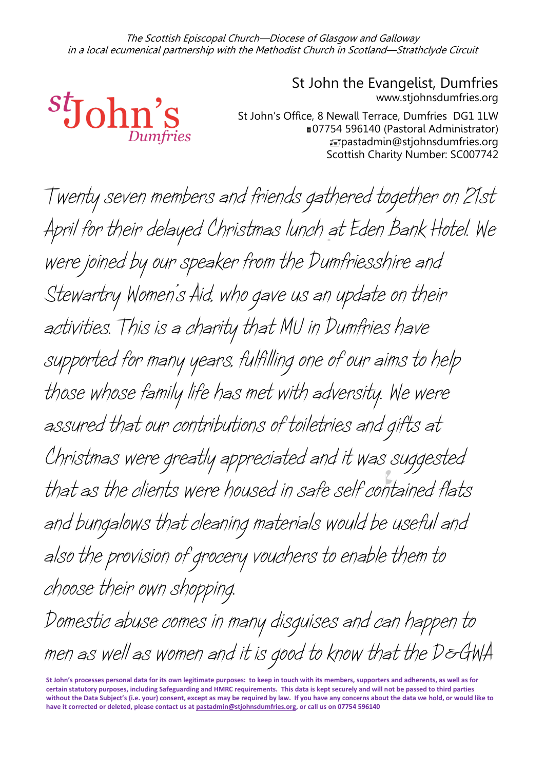*The Scottish Episcopal Church—Diocese of Glasgow and Galloway*
*in a local ecumenical partnership with the Methodist Church in Scotland—Strathclyde Circuit*

St John's Dumfries

St John the Evangelist, Dumfries
www.stjohnsdumfries.org

St John's Office, 8 Newall Terrace, Dumfries DG1 1LW
07754 596140 (Pastoral Administrator)
pastadmin@stjohnsdumfries.org
Scottish Charity Number: SC007742

Twenty seven members and friends gathered together on 21st April for their delayed Christmas lunch at Eden Bank Hotel. We were joined by our speaker from the Dumfriesshire and Stewartry Women's Aid, who gave us an update on their activities. This is a charity that MU in Dumfries have supported for many years, fulfilling one of our aims to help those whose family life has met with adversity. We were assured that our contributions of toiletries and gifts at Christmas were greatly appreciated and it was suggested that as the clients were housed in safe self contained flats and bungalows that cleaning materials would be useful and also the provision of grocery vouchers to enable them to choose their own shopping.

Domestic abuse comes in many disguises and can happen to men as well as women and it is good to know that the D&GWA

**St John's processes personal data for its own legitimate purposes: to keep in touch with its members, supporters and adherents, as well as for certain statutory purposes, including Safeguarding and HMRC requirements. This data is kept securely and will not be passed to third parties without the Data Subject's (i.e. your) consent, except as may be required by law. If you have any concerns about the data we hold, or would like to have it corrected or deleted, please contact us at pastadmin@stjohnsdumfries.org, or call us on 07754 596140**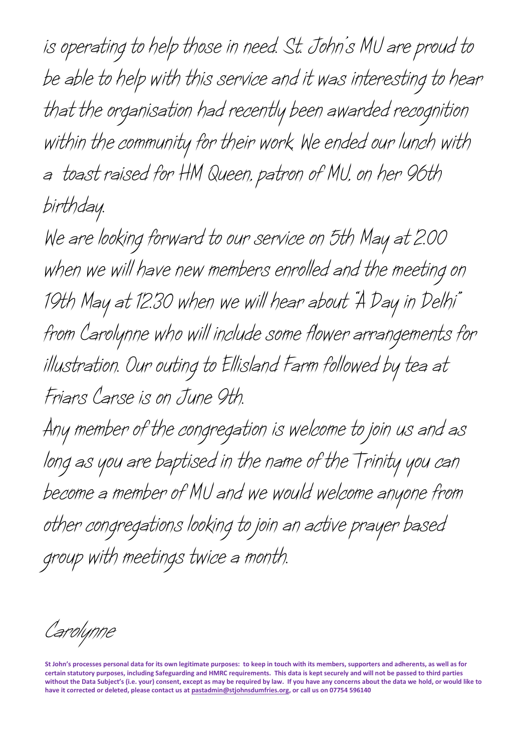is operating to help those in need. St. John's MU are proud to be able to help with this service and it was interesting to hear that the organisation had recently been awarded recognition within the community for their work. We ended our lunch with a toast raised for HM Queen, patron of MU, on her 96th birthday.

We are looking forward to our service on 5th May at 2.00 when we will have new members enrolled and the meeting on 19th May at 12.30 when we will hear about "A Day in Delhi" from Carolynne who will include some flower arrangements for illustration. Our outing to Ellisland Farm followed by tea at Friars Carse is on June 9th.

Any member of the congregation is welcome to join us and as long as you are baptised in the name of the Trinity you can become a member of MU and we would welcome anyone from other congregations looking to join an active prayer based group with meetings twice a month.

Carolynne

**St John's processes personal data for its own legitimate purposes: to keep in touch with its members, supporters and adherents, as well as for certain statutory purposes, including Safeguarding and HMRC requirements. This data is kept securely and will not be passed to third parties without the Data Subject's (i.e. your) consent, except as may be required by law. If you have any concerns about the data we hold, or would like to have it corrected or deleted, please contact us at pastadmin@stjohnsdumfries.org, or call us on 07754 596140**